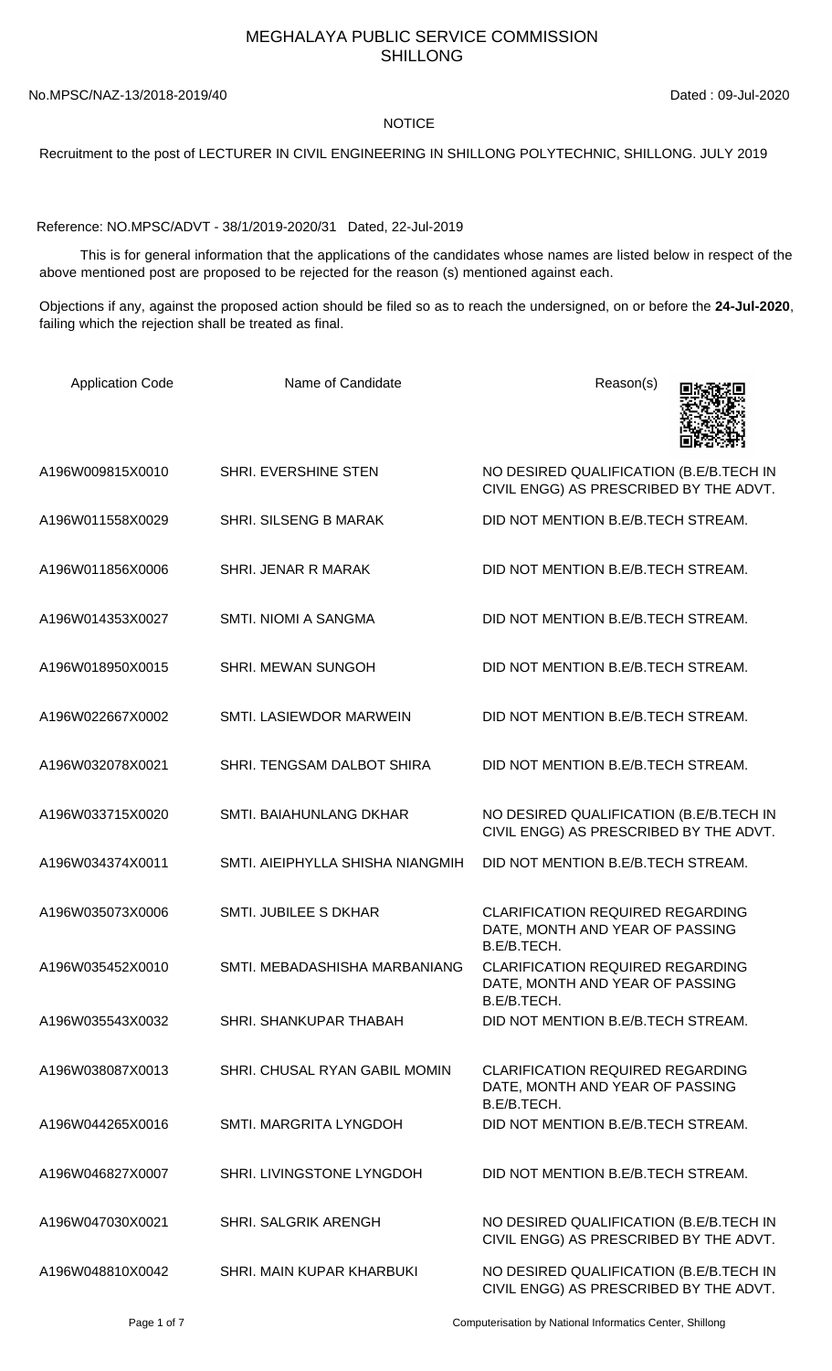# MEGHALAYA PUBLIC SERVICE COMMISSION
# SHILLONG

No.MPSC/NAZ-13/2018-2019/40 Dated : 09-Jul-2020

NOTICE

Recruitment to the post of LECTURER IN CIVIL ENGINEERING IN SHILLONG POLYTECHNIC, SHILLONG. JULY 2019

Reference: NO.MPSC/ADVT - 38/1/2019-2020/31 Dated, 22-Jul-2019

This is for general information that the applications of the candidates whose names are listed below in respect of the above mentioned post are proposed to be rejected for the reason (s) mentioned against each.

Objections if any, against the proposed action should be filed so as to reach the undersigned, on or before the **24-Jul-2020**, failing which the rejection shall be treated as final.

| Application Code | Name of Candidate | Reason(s) |
|---|---|---|
| A196W009815X0010 | SHRI. EVERSHINE STEN | NO DESIRED QUALIFICATION (B.E/B.TECH IN CIVIL ENGG) AS PRESCRIBED BY THE ADVT. |
| A196W011558X0029 | SHRI. SILSENG B MARAK | DID NOT MENTION B.E/B.TECH STREAM. |
| A196W011856X0006 | SHRI. JENAR R MARAK | DID NOT MENTION B.E/B.TECH STREAM. |
| A196W014353X0027 | SMTI. NIOMI A SANGMA | DID NOT MENTION B.E/B.TECH STREAM. |
| A196W018950X0015 | SHRI. MEWAN SUNGOH | DID NOT MENTION B.E/B.TECH STREAM. |
| A196W022667X0002 | SMTI. LASIEWDOR MARWEIN | DID NOT MENTION B.E/B.TECH STREAM. |
| A196W032078X0021 | SHRI. TENGSAM DALBOT SHIRA | DID NOT MENTION B.E/B.TECH STREAM. |
| A196W033715X0020 | SMTI. BAIAHUNLANG DKHAR | NO DESIRED QUALIFICATION (B.E/B.TECH IN CIVIL ENGG) AS PRESCRIBED BY THE ADVT. |
| A196W034374X0011 | SMTI. AIEIPHYLLA SHISHA NIANGMIH | DID NOT MENTION B.E/B.TECH STREAM. |
| A196W035073X0006 | SMTI. JUBILEE S DKHAR | CLARIFICATION REQUIRED REGARDING DATE, MONTH AND YEAR OF PASSING B.E/B.TECH. |
| A196W035452X0010 | SMTI. MEBADASHISHA MARBANIANG | CLARIFICATION REQUIRED REGARDING DATE, MONTH AND YEAR OF PASSING B.E/B.TECH. |
| A196W035543X0032 | SHRI. SHANKUPAR THABAH | DID NOT MENTION B.E/B.TECH STREAM. |
| A196W038087X0013 | SHRI. CHUSAL RYAN GABIL MOMIN | CLARIFICATION REQUIRED REGARDING DATE, MONTH AND YEAR OF PASSING B.E/B.TECH. |
| A196W044265X0016 | SMTI. MARGRITA LYNGDOH | DID NOT MENTION B.E/B.TECH STREAM. |
| A196W046827X0007 | SHRI. LIVINGSTONE LYNGDOH | DID NOT MENTION B.E/B.TECH STREAM. |
| A196W047030X0021 | SHRI. SALGRIK ARENGH | NO DESIRED QUALIFICATION (B.E/B.TECH IN CIVIL ENGG) AS PRESCRIBED BY THE ADVT. |
| A196W048810X0042 | SHRI. MAIN KUPAR KHARBUKI | NO DESIRED QUALIFICATION (B.E/B.TECH IN CIVIL ENGG) AS PRESCRIBED BY THE ADVT. |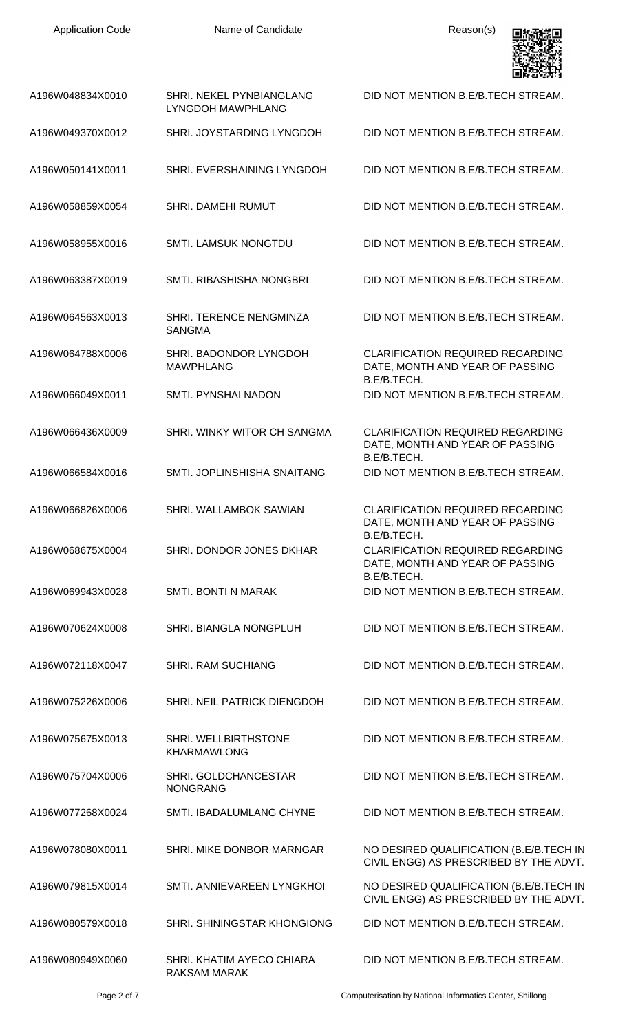| Application Code | Name of Candidate | Reason(s) |
|---|---|---|
| A196W048834X0010 | SHRI. NEKEL PYNBIANGLANG LYNGDOH MAWPHLANG | DID NOT MENTION B.E/B.TECH STREAM. |
| A196W049370X0012 | SHRI. JOYSTARDING LYNGDOH | DID NOT MENTION B.E/B.TECH STREAM. |
| A196W050141X0011 | SHRI. EVERSHAINING LYNGDOH | DID NOT MENTION B.E/B.TECH STREAM. |
| A196W058859X0054 | SHRI. DAMEHI RUMUT | DID NOT MENTION B.E/B.TECH STREAM. |
| A196W058955X0016 | SMTI. LAMSUK NONGTDU | DID NOT MENTION B.E/B.TECH STREAM. |
| A196W063387X0019 | SMTI. RIBASHISHA NONGBRI | DID NOT MENTION B.E/B.TECH STREAM. |
| A196W064563X0013 | SHRI. TERENCE NENGMINZA SANGMA | DID NOT MENTION B.E/B.TECH STREAM. |
| A196W064788X0006 | SHRI. BADONDOR LYNGDOH MAWPHLANG | CLARIFICATION REQUIRED REGARDING DATE, MONTH AND YEAR OF PASSING B.E/B.TECH. |
| A196W066049X0011 | SMTI. PYNSHAI NADON | DID NOT MENTION B.E/B.TECH STREAM. |
| A196W066436X0009 | SHRI. WINKY WITOR CH SANGMA | CLARIFICATION REQUIRED REGARDING DATE, MONTH AND YEAR OF PASSING B.E/B.TECH. |
| A196W066584X0016 | SMTI. JOPLINSHISHA SNAITANG | DID NOT MENTION B.E/B.TECH STREAM. |
| A196W066826X0006 | SHRI. WALLAMBOK SAWIAN | CLARIFICATION REQUIRED REGARDING DATE, MONTH AND YEAR OF PASSING B.E/B.TECH. |
| A196W068675X0004 | SHRI. DONDOR JONES DKHAR | CLARIFICATION REQUIRED REGARDING DATE, MONTH AND YEAR OF PASSING B.E/B.TECH. |
| A196W069943X0028 | SMTI. BONTI N MARAK | DID NOT MENTION B.E/B.TECH STREAM. |
| A196W070624X0008 | SHRI. BIANGLA NONGPLUH | DID NOT MENTION B.E/B.TECH STREAM. |
| A196W072118X0047 | SHRI. RAM SUCHIANG | DID NOT MENTION B.E/B.TECH STREAM. |
| A196W075226X0006 | SHRI. NEIL PATRICK DIENGDOH | DID NOT MENTION B.E/B.TECH STREAM. |
| A196W075675X0013 | SHRI. WELLBIRTHSTONE KHARMAWLONG | DID NOT MENTION B.E/B.TECH STREAM. |
| A196W075704X0006 | SHRI. GOLDCHANCESTAR NONGRANG | DID NOT MENTION B.E/B.TECH STREAM. |
| A196W077268X0024 | SMTI. IBADALUMLANG CHYNE | DID NOT MENTION B.E/B.TECH STREAM. |
| A196W078080X0011 | SHRI. MIKE DONBOR MARNGAR | NO DESIRED QUALIFICATION (B.E/B.TECH IN CIVIL ENGG) AS PRESCRIBED BY THE ADVT. |
| A196W079815X0014 | SMTI. ANNIEVAREEN LYNGKHOI | NO DESIRED QUALIFICATION (B.E/B.TECH IN CIVIL ENGG) AS PRESCRIBED BY THE ADVT. |
| A196W080579X0018 | SHRI. SHININGSTAR KHONGIONG | DID NOT MENTION B.E/B.TECH STREAM. |
| A196W080949X0060 | SHRI. KHATIM AYECO CHIARA RAKSAM MARAK | DID NOT MENTION B.E/B.TECH STREAM. |

Computerisation by National Informatics Center, Shillong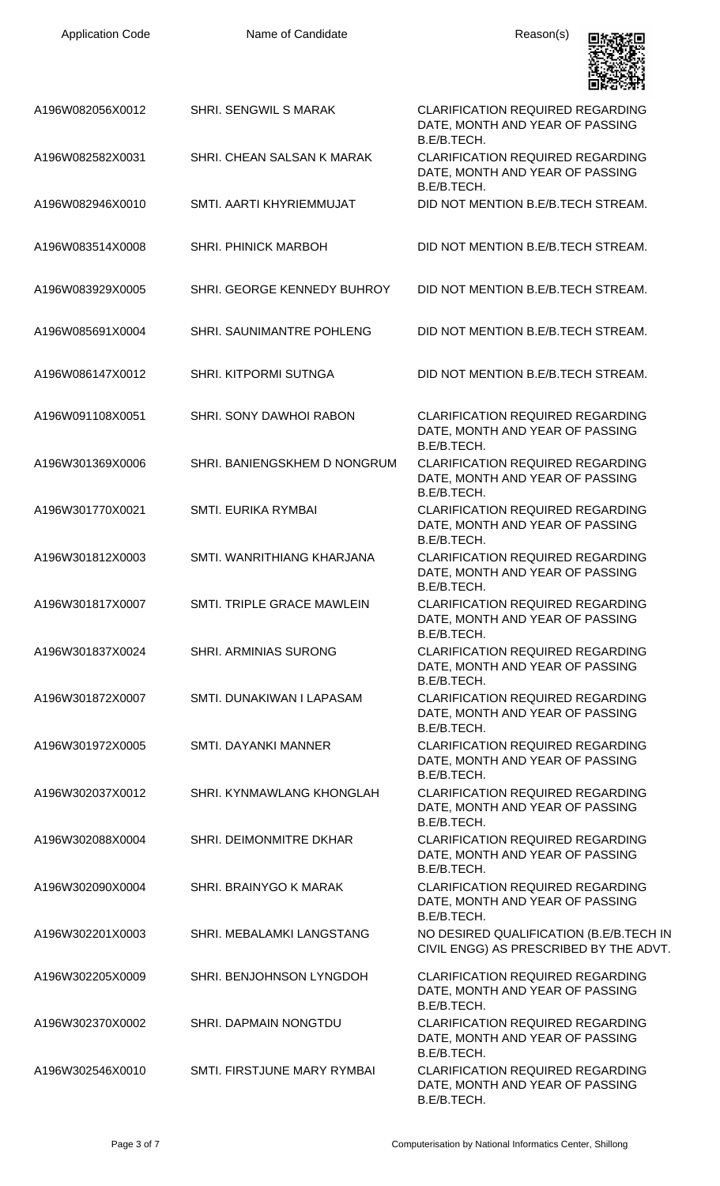| Application Code | Name of Candidate | Reason(s) |
|---|---|---|
| A196W082056X0012 | SHRI. SENGWIL S MARAK | CLARIFICATION REQUIRED REGARDING DATE, MONTH AND YEAR OF PASSING B.E/B.TECH. |
| A196W082582X0031 | SHRI. CHEAN SALSAN K MARAK | CLARIFICATION REQUIRED REGARDING DATE, MONTH AND YEAR OF PASSING B.E/B.TECH. |
| A196W082946X0010 | SMTI. AARTI KHYRIEMMUJAT | DID NOT MENTION B.E/B.TECH STREAM. |
| A196W083514X0008 | SHRI. PHINICK MARBOH | DID NOT MENTION B.E/B.TECH STREAM. |
| A196W083929X0005 | SHRI. GEORGE KENNEDY BUHROY | DID NOT MENTION B.E/B.TECH STREAM. |
| A196W085691X0004 | SHRI. SAUNIMANTRE POHLENG | DID NOT MENTION B.E/B.TECH STREAM. |
| A196W086147X0012 | SHRI. KITPORMI SUTNGA | DID NOT MENTION B.E/B.TECH STREAM. |
| A196W091108X0051 | SHRI. SONY DAWHOI RABON | CLARIFICATION REQUIRED REGARDING DATE, MONTH AND YEAR OF PASSING B.E/B.TECH. |
| A196W301369X0006 | SHRI. BANIENGSKHEM D NONGRUM | CLARIFICATION REQUIRED REGARDING DATE, MONTH AND YEAR OF PASSING B.E/B.TECH. |
| A196W301770X0021 | SMTI. EURIKA RYMBAI | CLARIFICATION REQUIRED REGARDING DATE, MONTH AND YEAR OF PASSING B.E/B.TECH. |
| A196W301812X0003 | SMTI. WANRITHIANG KHARJANA | CLARIFICATION REQUIRED REGARDING DATE, MONTH AND YEAR OF PASSING B.E/B.TECH. |
| A196W301817X0007 | SMTI. TRIPLE GRACE MAWLEIN | CLARIFICATION REQUIRED REGARDING DATE, MONTH AND YEAR OF PASSING B.E/B.TECH. |
| A196W301837X0024 | SHRI. ARMINIAS SURONG | CLARIFICATION REQUIRED REGARDING DATE, MONTH AND YEAR OF PASSING B.E/B.TECH. |
| A196W301872X0007 | SMTI. DUNAKIWAN I LAPASAM | CLARIFICATION REQUIRED REGARDING DATE, MONTH AND YEAR OF PASSING B.E/B.TECH. |
| A196W301972X0005 | SMTI. DAYANKI MANNER | CLARIFICATION REQUIRED REGARDING DATE, MONTH AND YEAR OF PASSING B.E/B.TECH. |
| A196W302037X0012 | SHRI. KYNMAWLANG KHONGLAH | CLARIFICATION REQUIRED REGARDING DATE, MONTH AND YEAR OF PASSING B.E/B.TECH. |
| A196W302088X0004 | SHRI. DEIMONMITRE DKHAR | CLARIFICATION REQUIRED REGARDING DATE, MONTH AND YEAR OF PASSING B.E/B.TECH. |
| A196W302090X0004 | SHRI. BRAINYGO K MARAK | CLARIFICATION REQUIRED REGARDING DATE, MONTH AND YEAR OF PASSING B.E/B.TECH. |
| A196W302201X0003 | SHRI. MEBALAMKI LANGSTANG | NO DESIRED QUALIFICATION (B.E/B.TECH IN CIVIL ENGG) AS PRESCRIBED BY THE ADVT. |
| A196W302205X0009 | SHRI. BENJOHNSON LYNGDOH | CLARIFICATION REQUIRED REGARDING DATE, MONTH AND YEAR OF PASSING B.E/B.TECH. |
| A196W302370X0002 | SHRI. DAPMAIN NONGTDU | CLARIFICATION REQUIRED REGARDING DATE, MONTH AND YEAR OF PASSING B.E/B.TECH. |
| A196W302546X0010 | SMTI. FIRSTJUNE MARY RYMBAI | CLARIFICATION REQUIRED REGARDING DATE, MONTH AND YEAR OF PASSING B.E/B.TECH. |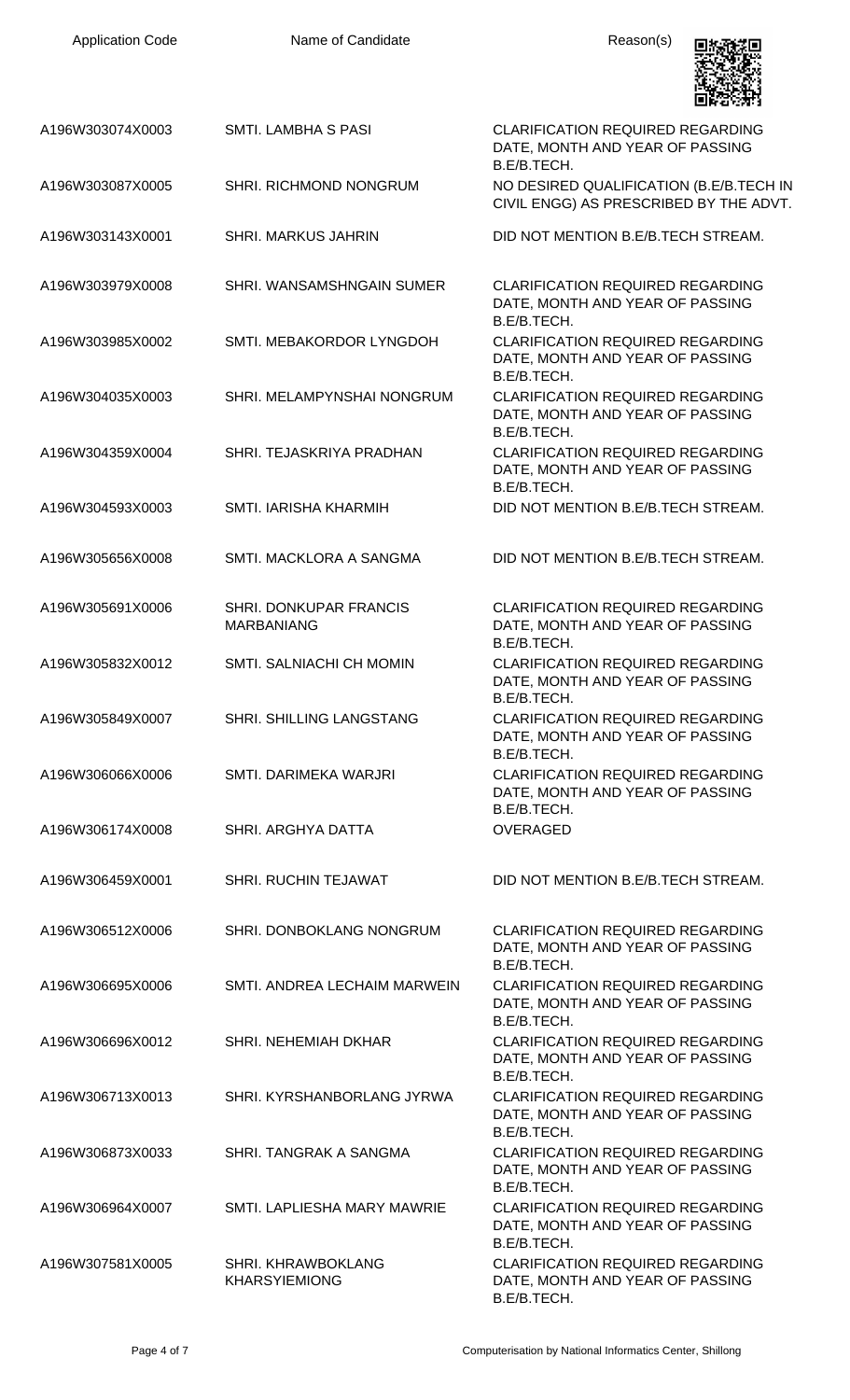| Application Code | Name of Candidate | Reason(s) |
|---|---|---|
| A196W303074X0003 | SMTI. LAMBHA S PASI | CLARIFICATION REQUIRED REGARDING DATE, MONTH AND YEAR OF PASSING B.E/B.TECH. |
| A196W303087X0005 | SHRI. RICHMOND NONGRUM | NO DESIRED QUALIFICATION (B.E/B.TECH IN CIVIL ENGG) AS PRESCRIBED BY THE ADVT. |
| A196W303143X0001 | SHRI. MARKUS JAHRIN | DID NOT MENTION B.E/B.TECH STREAM. |
| A196W303979X0008 | SHRI. WANSAMSHNGAIN SUMER | CLARIFICATION REQUIRED REGARDING DATE, MONTH AND YEAR OF PASSING B.E/B.TECH. |
| A196W303985X0002 | SMTI. MEBAKORDOR LYNGDOH | CLARIFICATION REQUIRED REGARDING DATE, MONTH AND YEAR OF PASSING B.E/B.TECH. |
| A196W304035X0003 | SHRI. MELAMPYNSHAI NONGRUM | CLARIFICATION REQUIRED REGARDING DATE, MONTH AND YEAR OF PASSING B.E/B.TECH. |
| A196W304359X0004 | SHRI. TEJASKRIYA PRADHAN | CLARIFICATION REQUIRED REGARDING DATE, MONTH AND YEAR OF PASSING B.E/B.TECH. |
| A196W304593X0003 | SMTI. IARISHA KHARMIH | DID NOT MENTION B.E/B.TECH STREAM. |
| A196W305656X0008 | SMTI. MACKLORA A SANGMA | DID NOT MENTION B.E/B.TECH STREAM. |
| A196W305691X0006 | SHRI. DONKUPAR FRANCIS MARBANIANG | CLARIFICATION REQUIRED REGARDING DATE, MONTH AND YEAR OF PASSING B.E/B.TECH. |
| A196W305832X0012 | SMTI. SALNIACHI CH MOMIN | CLARIFICATION REQUIRED REGARDING DATE, MONTH AND YEAR OF PASSING B.E/B.TECH. |
| A196W305849X0007 | SHRI. SHILLING LANGSTANG | CLARIFICATION REQUIRED REGARDING DATE, MONTH AND YEAR OF PASSING B.E/B.TECH. |
| A196W306066X0006 | SMTI. DARIMEKA WARJRI | CLARIFICATION REQUIRED REGARDING DATE, MONTH AND YEAR OF PASSING B.E/B.TECH. |
| A196W306174X0008 | SHRI. ARGHYA DATTA | OVERAGED |
| A196W306459X0001 | SHRI. RUCHIN TEJAWAT | DID NOT MENTION B.E/B.TECH STREAM. |
| A196W306512X0006 | SHRI. DONBOKLANG NONGRUM | CLARIFICATION REQUIRED REGARDING DATE, MONTH AND YEAR OF PASSING B.E/B.TECH. |
| A196W306695X0006 | SMTI. ANDREA LECHAIM MARWEIN | CLARIFICATION REQUIRED REGARDING DATE, MONTH AND YEAR OF PASSING B.E/B.TECH. |
| A196W306696X0012 | SHRI. NEHEMIAH DKHAR | CLARIFICATION REQUIRED REGARDING DATE, MONTH AND YEAR OF PASSING B.E/B.TECH. |
| A196W306713X0013 | SHRI. KYRSHANBORLANG JYRWA | CLARIFICATION REQUIRED REGARDING DATE, MONTH AND YEAR OF PASSING B.E/B.TECH. |
| A196W306873X0033 | SHRI. TANGRAK A SANGMA | CLARIFICATION REQUIRED REGARDING DATE, MONTH AND YEAR OF PASSING B.E/B.TECH. |
| A196W306964X0007 | SMTI. LAPLIESHA MARY MAWRIE | CLARIFICATION REQUIRED REGARDING DATE, MONTH AND YEAR OF PASSING B.E/B.TECH. |
| A196W307581X0005 | SHRI. KHRAWBOKLANG KHARSYIEMIONG | CLARIFICATION REQUIRED REGARDING DATE, MONTH AND YEAR OF PASSING B.E/B.TECH. |

Computerisation by National Informatics Center, Shillong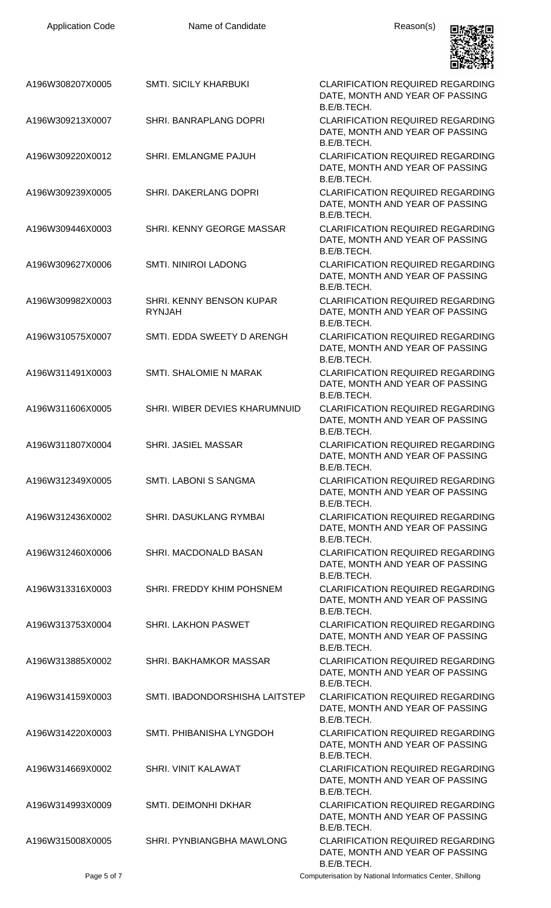| Application Code | Name of Candidate | Reason(s) |
| --- | --- | --- |
| A196W308207X0005 | SMTI. SICILY KHARBUKI | CLARIFICATION REQUIRED REGARDING DATE, MONTH AND YEAR OF PASSING B.E/B.TECH. |
| A196W309213X0007 | SHRI. BANRAPLANG DOPRI | CLARIFICATION REQUIRED REGARDING DATE, MONTH AND YEAR OF PASSING B.E/B.TECH. |
| A196W309220X0012 | SHRI. EMLANGME PAJUH | CLARIFICATION REQUIRED REGARDING DATE, MONTH AND YEAR OF PASSING B.E/B.TECH. |
| A196W309239X0005 | SHRI. DAKERLANG DOPRI | CLARIFICATION REQUIRED REGARDING DATE, MONTH AND YEAR OF PASSING B.E/B.TECH. |
| A196W309446X0003 | SHRI. KENNY GEORGE MASSAR | CLARIFICATION REQUIRED REGARDING DATE, MONTH AND YEAR OF PASSING B.E/B.TECH. |
| A196W309627X0006 | SMTI. NINIROI LADONG | CLARIFICATION REQUIRED REGARDING DATE, MONTH AND YEAR OF PASSING B.E/B.TECH. |
| A196W309982X0003 | SHRI. KENNY BENSON KUPAR RYNJAH | CLARIFICATION REQUIRED REGARDING DATE, MONTH AND YEAR OF PASSING B.E/B.TECH. |
| A196W310575X0007 | SMTI. EDDA SWEETY D ARENGH | CLARIFICATION REQUIRED REGARDING DATE, MONTH AND YEAR OF PASSING B.E/B.TECH. |
| A196W311491X0003 | SMTI. SHALOMIE N MARAK | CLARIFICATION REQUIRED REGARDING DATE, MONTH AND YEAR OF PASSING B.E/B.TECH. |
| A196W311606X0005 | SHRI. WIBER DEVIES KHARUMNUID | CLARIFICATION REQUIRED REGARDING DATE, MONTH AND YEAR OF PASSING B.E/B.TECH. |
| A196W311807X0004 | SHRI. JASIEL MASSAR | CLARIFICATION REQUIRED REGARDING DATE, MONTH AND YEAR OF PASSING B.E/B.TECH. |
| A196W312349X0005 | SMTI. LABONI S SANGMA | CLARIFICATION REQUIRED REGARDING DATE, MONTH AND YEAR OF PASSING B.E/B.TECH. |
| A196W312436X0002 | SHRI. DASUKLANG RYMBAI | CLARIFICATION REQUIRED REGARDING DATE, MONTH AND YEAR OF PASSING B.E/B.TECH. |
| A196W312460X0006 | SHRI. MACDONALD BASAN | CLARIFICATION REQUIRED REGARDING DATE, MONTH AND YEAR OF PASSING B.E/B.TECH. |
| A196W313316X0003 | SHRI. FREDDY KHIM POHSNEM | CLARIFICATION REQUIRED REGARDING DATE, MONTH AND YEAR OF PASSING B.E/B.TECH. |
| A196W313753X0004 | SHRI. LAKHON PASWET | CLARIFICATION REQUIRED REGARDING DATE, MONTH AND YEAR OF PASSING B.E/B.TECH. |
| A196W313885X0002 | SHRI. BAKHAMKOR MASSAR | CLARIFICATION REQUIRED REGARDING DATE, MONTH AND YEAR OF PASSING B.E/B.TECH. |
| A196W314159X0003 | SMTI. IBADONDORSHISHA LAITSTEP | CLARIFICATION REQUIRED REGARDING DATE, MONTH AND YEAR OF PASSING B.E/B.TECH. |
| A196W314220X0003 | SMTI. PHIBANISHA LYNGDOH | CLARIFICATION REQUIRED REGARDING DATE, MONTH AND YEAR OF PASSING B.E/B.TECH. |
| A196W314669X0002 | SHRI. VINIT KALAWAT | CLARIFICATION REQUIRED REGARDING DATE, MONTH AND YEAR OF PASSING B.E/B.TECH. |
| A196W314993X0009 | SMTI. DEIMONHI DKHAR | CLARIFICATION REQUIRED REGARDING DATE, MONTH AND YEAR OF PASSING B.E/B.TECH. |
| A196W315008X0005 | SHRI. PYNBIANGBHA MAWLONG | CLARIFICATION REQUIRED REGARDING DATE, MONTH AND YEAR OF PASSING B.E/B.TECH. |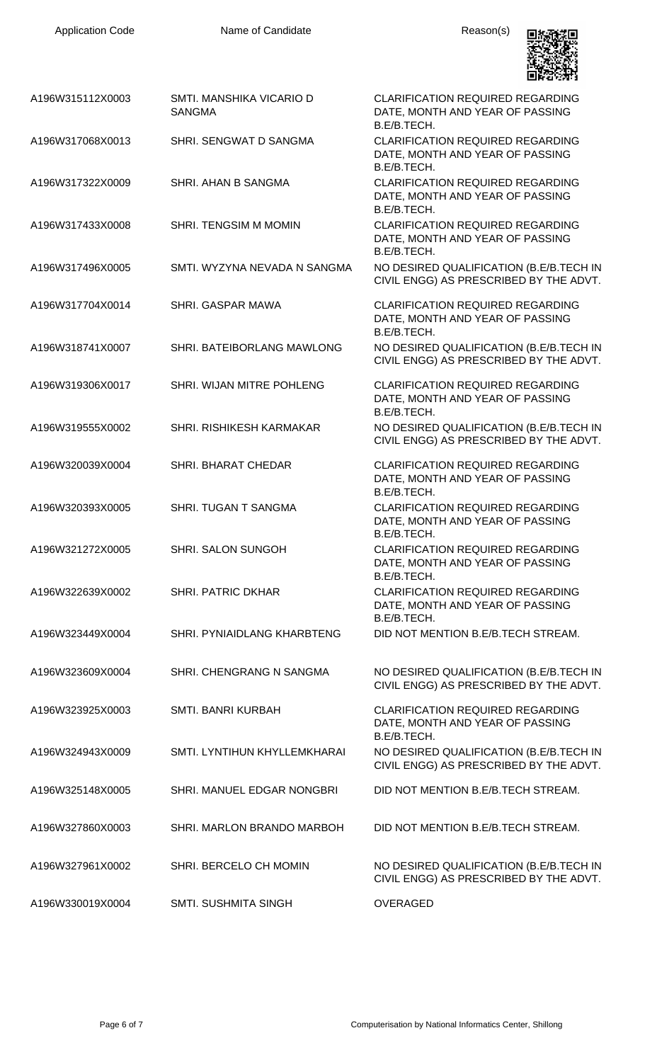| Application Code | Name of Candidate | Reason(s) |
| --- | --- | --- |
| A196W315112X0003 | SMTI. MANSHIKA VICARIO D SANGMA | CLARIFICATION REQUIRED REGARDING DATE, MONTH AND YEAR OF PASSING B.E/B.TECH. |
| A196W317068X0013 | SHRI. SENGWAT D SANGMA | CLARIFICATION REQUIRED REGARDING DATE, MONTH AND YEAR OF PASSING B.E/B.TECH. |
| A196W317322X0009 | SHRI. AHAN B SANGMA | CLARIFICATION REQUIRED REGARDING DATE, MONTH AND YEAR OF PASSING B.E/B.TECH. |
| A196W317433X0008 | SHRI. TENGSIM M MOMIN | CLARIFICATION REQUIRED REGARDING DATE, MONTH AND YEAR OF PASSING B.E/B.TECH. |
| A196W317496X0005 | SMTI. WYZYNA NEVADA N SANGMA | NO DESIRED QUALIFICATION (B.E/B.TECH IN CIVIL ENGG) AS PRESCRIBED BY THE ADVT. |
| A196W317704X0014 | SHRI. GASPAR MAWA | CLARIFICATION REQUIRED REGARDING DATE, MONTH AND YEAR OF PASSING B.E/B.TECH. |
| A196W318741X0007 | SHRI. BATEIBORLANG MAWLONG | NO DESIRED QUALIFICATION (B.E/B.TECH IN CIVIL ENGG) AS PRESCRIBED BY THE ADVT. |
| A196W319306X0017 | SHRI. WIJAN MITRE POHLENG | CLARIFICATION REQUIRED REGARDING DATE, MONTH AND YEAR OF PASSING B.E/B.TECH. |
| A196W319555X0002 | SHRI. RISHIKESH KARMAKAR | NO DESIRED QUALIFICATION (B.E/B.TECH IN CIVIL ENGG) AS PRESCRIBED BY THE ADVT. |
| A196W320039X0004 | SHRI. BHARAT CHEDAR | CLARIFICATION REQUIRED REGARDING DATE, MONTH AND YEAR OF PASSING B.E/B.TECH. |
| A196W320393X0005 | SHRI. TUGAN T SANGMA | CLARIFICATION REQUIRED REGARDING DATE, MONTH AND YEAR OF PASSING B.E/B.TECH. |
| A196W321272X0005 | SHRI. SALON SUNGOH | CLARIFICATION REQUIRED REGARDING DATE, MONTH AND YEAR OF PASSING B.E/B.TECH. |
| A196W322639X0002 | SHRI. PATRIC DKHAR | CLARIFICATION REQUIRED REGARDING DATE, MONTH AND YEAR OF PASSING B.E/B.TECH. |
| A196W323449X0004 | SHRI. PYNIAIDLANG KHARBTENG | DID NOT MENTION B.E/B.TECH STREAM. |
| A196W323609X0004 | SHRI. CHENGRANG N SANGMA | NO DESIRED QUALIFICATION (B.E/B.TECH IN CIVIL ENGG) AS PRESCRIBED BY THE ADVT. |
| A196W323925X0003 | SMTI. BANRI KURBAH | CLARIFICATION REQUIRED REGARDING DATE, MONTH AND YEAR OF PASSING B.E/B.TECH. |
| A196W324943X0009 | SMTI. LYNTIHUN KHYLLEMKHARAI | NO DESIRED QUALIFICATION (B.E/B.TECH IN CIVIL ENGG) AS PRESCRIBED BY THE ADVT. |
| A196W325148X0005 | SHRI. MANUEL EDGAR NONGBRI | DID NOT MENTION B.E/B.TECH STREAM. |
| A196W327860X0003 | SHRI. MARLON BRANDO MARBOH | DID NOT MENTION B.E/B.TECH STREAM. |
| A196W327961X0002 | SHRI. BERCELO CH MOMIN | NO DESIRED QUALIFICATION (B.E/B.TECH IN CIVIL ENGG) AS PRESCRIBED BY THE ADVT. |
| A196W330019X0004 | SMTI. SUSHMITA SINGH | OVERAGED |

Computerisation by National Informatics Center, Shillong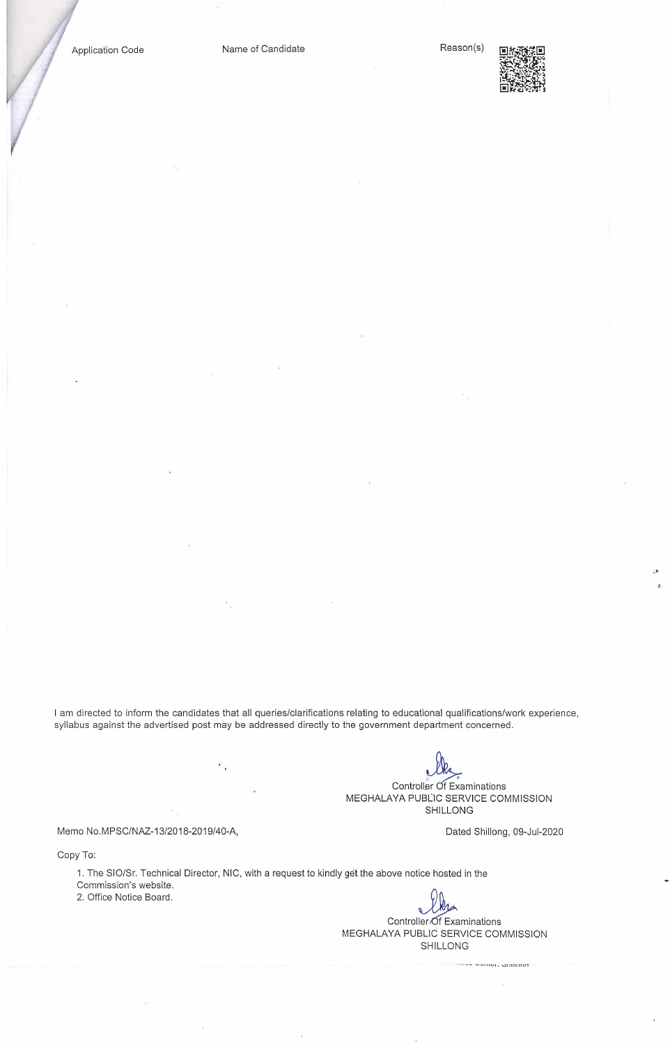| Application Code | Name of Candidate | Reason(s) |
| --- | --- | --- |

I am directed to inform the candidates that all queries/clarifications relating to educational qualifications/work experience, syllabus against the advertised post may be addressed directly to the government department concerned.

Controller Of Examinations
MEGHALAYA PUBLIC SERVICE COMMISSION
SHILLONG

Memo No.MPSC/NAZ-13/2018-2019/40-A,

Dated Shillong, 09-Jul-2020

Copy To:

1. The SIO/Sr. Technical Director, NIC, with a request to kindly get the above notice hosted in the Commission's website.
2. Office Notice Board.

Controller Of Examinations
MEGHALAYA PUBLIC SERVICE COMMISSION
SHILLONG